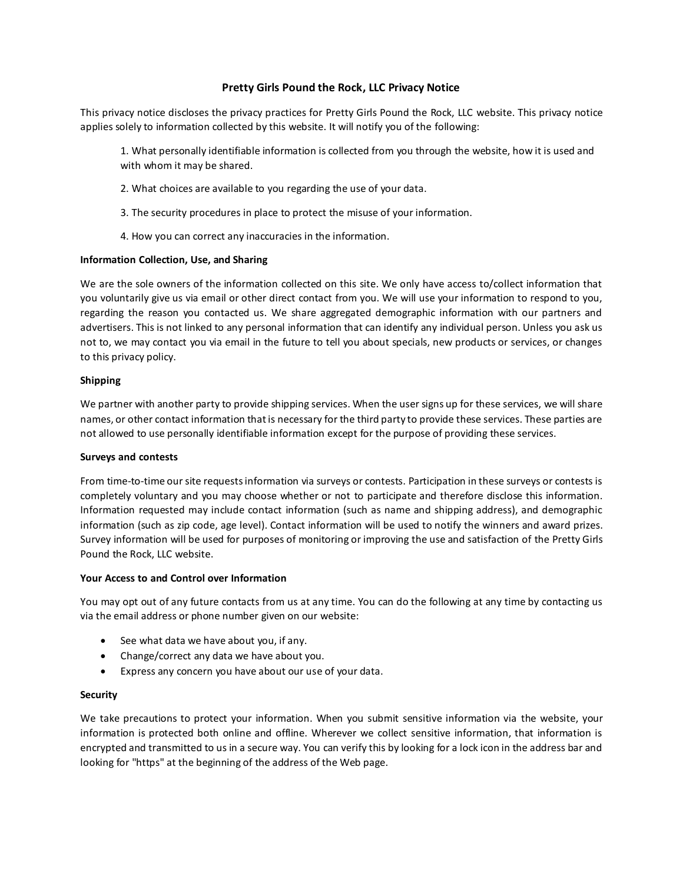# Pretty Girls Pound the Rock, LLC Privacy Notice

This privacy notice discloses the privacy practices for Pretty Girls Pound the Rock, LLC website. This privacy notice applies solely to information collected by this website. It will notify you of the following:

1. What personally identifiable information is collected from you through the website, how it is used and with whom it may be shared.

2. What choices are available to you regarding the use of your data.

3. The security procedures in place to protect the misuse of your information.

4. How you can correct any inaccuracies in the information.

**Information Collection, Use, and Sharing**

We are the sole owners of the information collected on this site. We only have access to/collect information that you voluntarily give us via email or other direct contact from you. We will use your information to respond to you, regarding the reason you contacted us. We share aggregated demographic information with our partners and advertisers. This is not linked to any personal information that can identify any individual person. Unless you ask us not to, we may contact you via email in the future to tell you about specials, new products or services, or changes to this privacy policy.

**Shipping**

We partner with another party to provide shipping services. When the user signs up for these services, we will share names, or other contact information that is necessary for the third party to provide these services. These parties are not allowed to use personally identifiable information except for the purpose of providing these services.

**Surveys and contests**

From time-to-time our site requests information via surveys or contests. Participation in these surveys or contests is completely voluntary and you may choose whether or not to participate and therefore disclose this information. Information requested may include contact information (such as name and shipping address), and demographic information (such as zip code, age level). Contact information will be used to notify the winners and award prizes. Survey information will be used for purposes of monitoring or improving the use and satisfaction of the Pretty Girls Pound the Rock, LLC website.

**Your Access to and Control over Information**

You may opt out of any future contacts from us at any time. You can do the following at any time by contacting us via the email address or phone number given on our website:

- See what data we have about you, if any.
- Change/correct any data we have about you.
- Express any concern you have about our use of your data.

**Security**

We take precautions to protect your information. When you submit sensitive information via the website, your information is protected both online and offline. Wherever we collect sensitive information, that information is encrypted and transmitted to us in a secure way. You can verify this by looking for a lock icon in the address bar and looking for "https" at the beginning of the address of the Web page.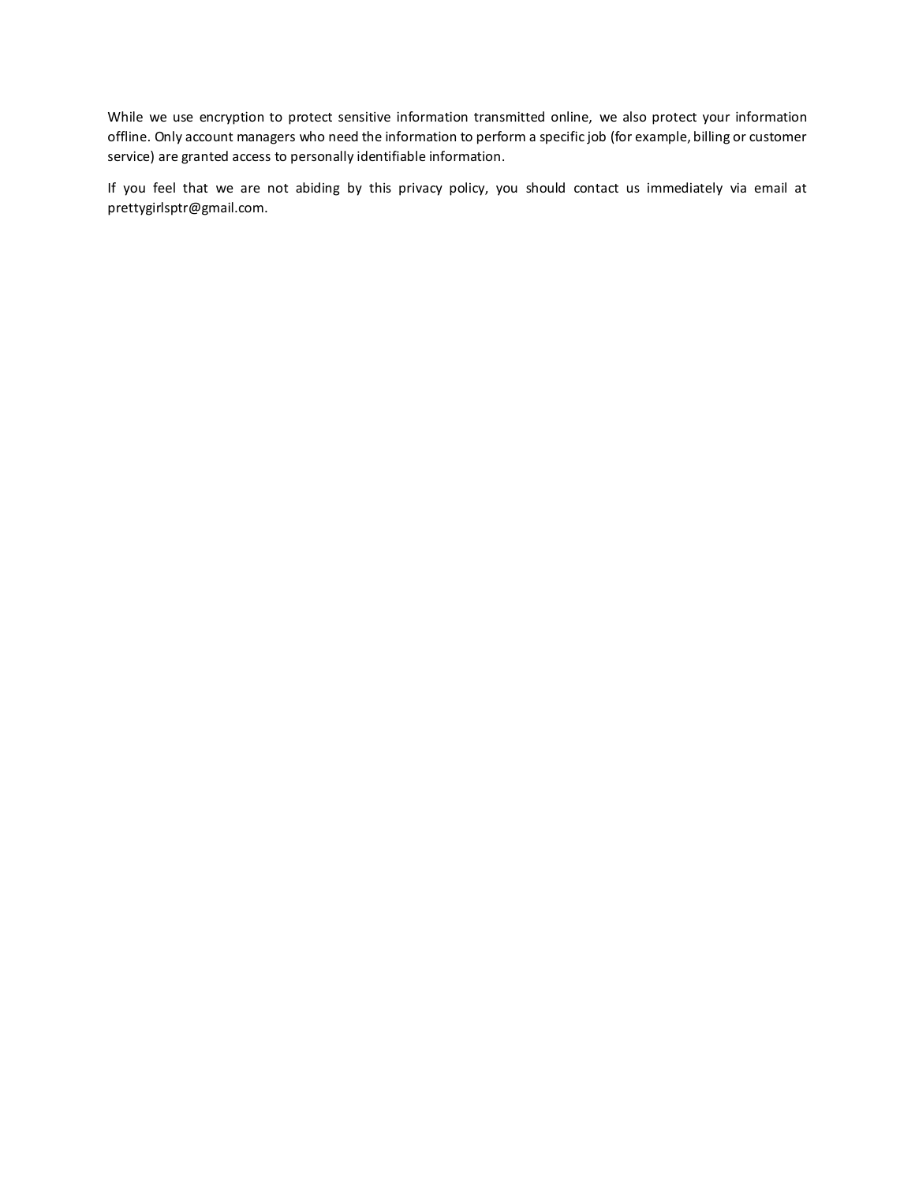While we use encryption to protect sensitive information transmitted online, we also protect your information offline. Only account managers who need the information to perform a specific job (for example, billing or customer service) are granted access to personally identifiable information.

If you feel that we are not abiding by this privacy policy, you should contact us immediately via email at prettygirlsptr@gmail.com.